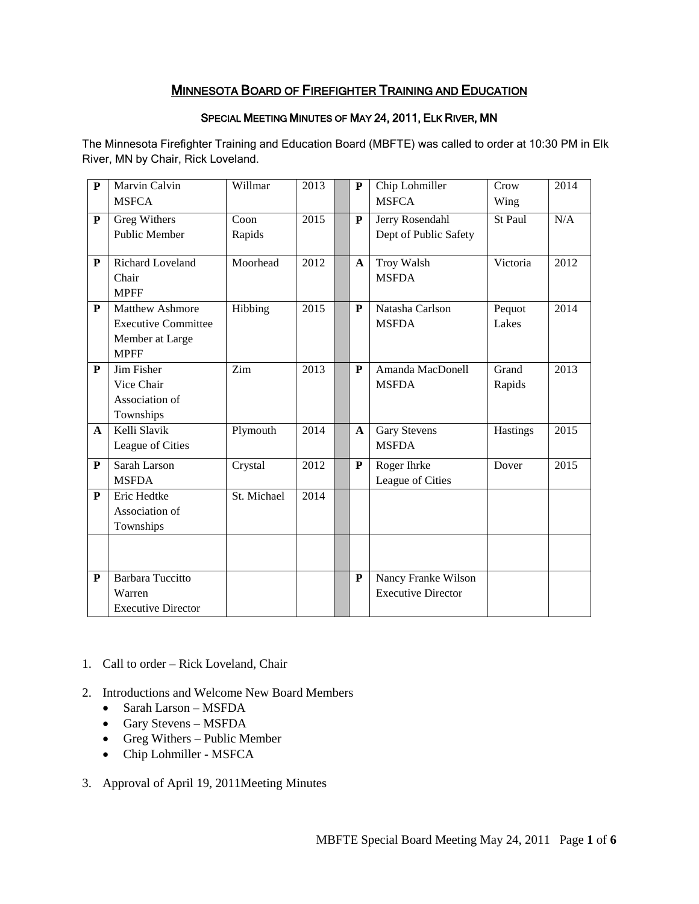# MINNESOTA BOARD OF FIREFIGHTER TRAINING AND EDUCATION

## SPECIAL MEETING MINUTES OF MAY 24, 2011, ELK RIVER, MN

The Minnesota Firefighter Training and Education Board (MBFTE) was called to order at 10:30 PM in Elk River, MN by Chair, Rick Loveland.

| | | | | | | | | |
|---|---|---|---|---|---|---|---|---|
| P | Marvin Calvin MSFCA | Willmar | 2013 | | P | Chip Lohmiller MSFCA | Crow Wing | 2014 |
| P | Greg Withers Public Member | Coon Rapids | 2015 | | P | Jerry Rosendahl Dept of Public Safety | St Paul | N/A |
| P | Richard Loveland Chair MPFF | Moorhead | 2012 | | A | Troy Walsh MSFDA | Victoria | 2012 |
| P | Matthew Ashmore Executive Committee Member at Large MPFF | Hibbing | 2015 | | P | Natasha Carlson MSFDA | Pequot Lakes | 2014 |
| P | Jim Fisher Vice Chair Association of Townships | Zim | 2013 | | P | Amanda MacDonell MSFDA | Grand Rapids | 2013 |
| A | Kelli Slavik League of Cities | Plymouth | 2014 | | A | Gary Stevens MSFDA | Hastings | 2015 |
| P | Sarah Larson MSFDA | Crystal | 2012 | | P | Roger Ihrke League of Cities | Dover | 2015 |
| P | Eric Hedtke Association of Townships | St. Michael | 2014 | | | | | |
| | | | | | | | | |
| P | Barbara Tuccitto Warren Executive Director | | | | P | Nancy Franke Wilson Executive Director | | |

1. Call to order – Rick Loveland, Chair
2. Introductions and Welcome New Board Members
   - Sarah Larson – MSFDA
   - Gary Stevens – MSFDA
   - Greg Withers – Public Member
   - Chip Lohmiller - MSFCA
3. Approval of April 19, 2011Meeting Minutes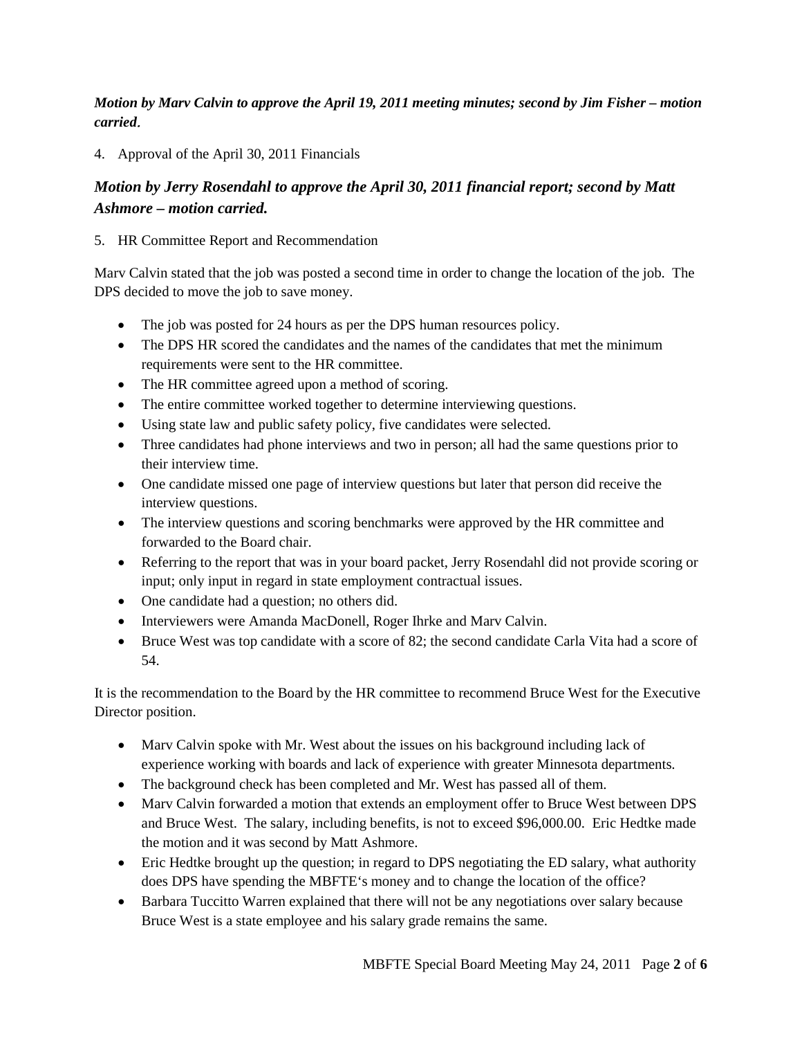***Motion by Marv Calvin to approve the April 19, 2011 meeting minutes; second by Jim Fisher – motion carried*.**

4. Approval of the April 30, 2011 Financials

***Motion by Jerry Rosendahl to approve the April 30, 2011 financial report; second by Matt Ashmore – motion carried.***

5. HR Committee Report and Recommendation

Marv Calvin stated that the job was posted a second time in order to change the location of the job. The DPS decided to move the job to save money.

- The job was posted for 24 hours as per the DPS human resources policy.
- The DPS HR scored the candidates and the names of the candidates that met the minimum requirements were sent to the HR committee.
- The HR committee agreed upon a method of scoring.
- The entire committee worked together to determine interviewing questions.
- Using state law and public safety policy, five candidates were selected.
- Three candidates had phone interviews and two in person; all had the same questions prior to their interview time.
- One candidate missed one page of interview questions but later that person did receive the interview questions.
- The interview questions and scoring benchmarks were approved by the HR committee and forwarded to the Board chair.
- Referring to the report that was in your board packet, Jerry Rosendahl did not provide scoring or input; only input in regard in state employment contractual issues.
- One candidate had a question; no others did.
- Interviewers were Amanda MacDonell, Roger Ihrke and Marv Calvin.
- Bruce West was top candidate with a score of 82; the second candidate Carla Vita had a score of 54.

It is the recommendation to the Board by the HR committee to recommend Bruce West for the Executive Director position.

- Marv Calvin spoke with Mr. West about the issues on his background including lack of experience working with boards and lack of experience with greater Minnesota departments.
- The background check has been completed and Mr. West has passed all of them.
- Marv Calvin forwarded a motion that extends an employment offer to Bruce West between DPS and Bruce West. The salary, including benefits, is not to exceed $96,000.00. Eric Hedtke made the motion and it was second by Matt Ashmore.
- Eric Hedtke brought up the question; in regard to DPS negotiating the ED salary, what authority does DPS have spending the MBFTE's money and to change the location of the office?
- Barbara Tuccitto Warren explained that there will not be any negotiations over salary because Bruce West is a state employee and his salary grade remains the same.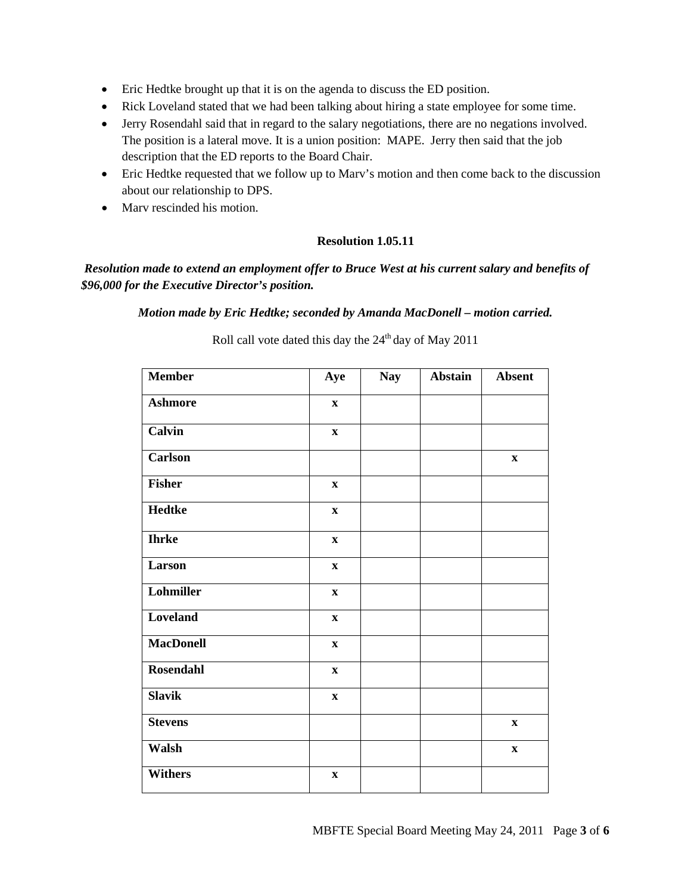- Eric Hedtke brought up that it is on the agenda to discuss the ED position.
- Rick Loveland stated that we had been talking about hiring a state employee for some time.
- Jerry Rosendahl said that in regard to the salary negotiations, there are no negations involved. The position is a lateral move. It is a union position: MAPE. Jerry then said that the job description that the ED reports to the Board Chair.
- Eric Hedtke requested that we follow up to Marv's motion and then come back to the discussion about our relationship to DPS.
- Marv rescinded his motion.

**Resolution 1.05.11**

***Resolution made to extend an employment offer to Bruce West at his current salary and benefits of $96,000 for the Executive Director's position.***

***Motion made by Eric Hedtke; seconded by Amanda MacDonell – motion carried.***

Roll call vote dated this day the 24th day of May 2011

| Member | Aye | Nay | Abstain | Absent |
|---|---|---|---|---|
| **Ashmore** | x | | | |
| **Calvin** | x | | | |
| **Carlson** | | | | x |
| **Fisher** | x | | | |
| **Hedtke** | x | | | |
| **Ihrke** | x | | | |
| **Larson** | x | | | |
| **Lohmiller** | x | | | |
| **Loveland** | x | | | |
| **MacDonell** | x | | | |
| **Rosendahl** | x | | | |
| **Slavik** | x | | | |
| **Stevens** | | | | x |
| **Walsh** | | | | x |
| **Withers** | x | | | |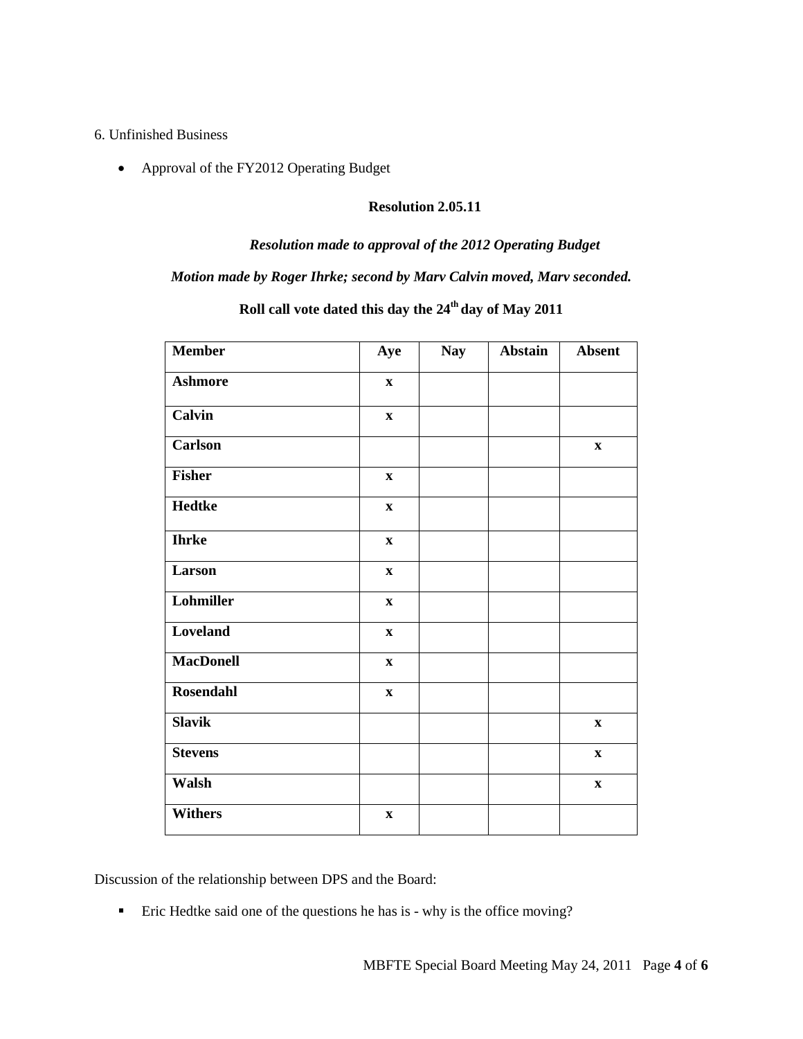6. Unfinished Business

- Approval of the FY2012 Operating Budget

**Resolution 2.05.11**

***Resolution made to approval of the 2012 Operating Budget***

***Motion made by Roger Ihrke; second by Marv Calvin moved, Marv seconded.***

**Roll call vote dated this day the 24th day of May 2011**

| Member | Aye | Nay | Abstain | Absent |
|---|---|---|---|---|
| **Ashmore** | x | | | |
| **Calvin** | x | | | |
| **Carlson** | | | | x |
| **Fisher** | x | | | |
| **Hedtke** | x | | | |
| **Ihrke** | x | | | |
| **Larson** | x | | | |
| **Lohmiller** | x | | | |
| **Loveland** | x | | | |
| **MacDonell** | x | | | |
| **Rosendahl** | x | | | |
| **Slavik** | | | | x |
| **Stevens** | | | | x |
| **Walsh** | | | | x |
| **Withers** | x | | | |

Discussion of the relationship between DPS and the Board:

- Eric Hedtke said one of the questions he has is - why is the office moving?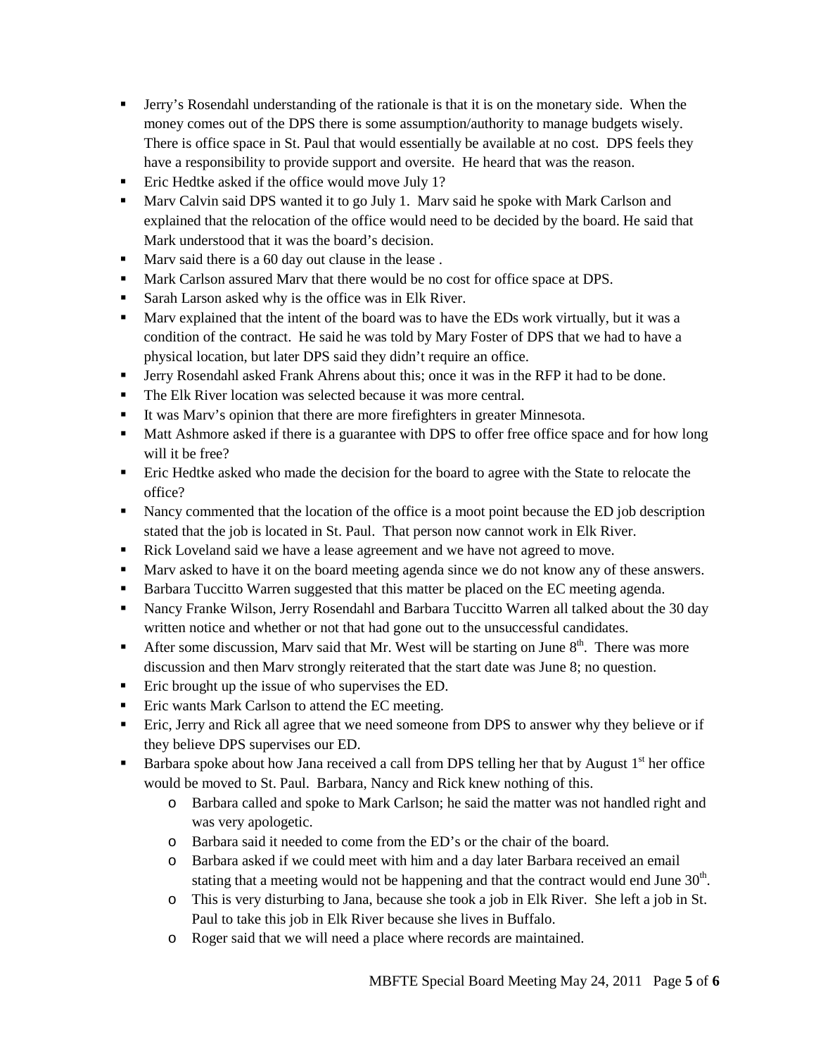- Jerry's Rosendahl understanding of the rationale is that it is on the monetary side. When the money comes out of the DPS there is some assumption/authority to manage budgets wisely. There is office space in St. Paul that would essentially be available at no cost. DPS feels they have a responsibility to provide support and oversite. He heard that was the reason.
- Eric Hedtke asked if the office would move July 1?
- Marv Calvin said DPS wanted it to go July 1. Marv said he spoke with Mark Carlson and explained that the relocation of the office would need to be decided by the board. He said that Mark understood that it was the board's decision.
- Marv said there is a 60 day out clause in the lease .
- Mark Carlson assured Marv that there would be no cost for office space at DPS.
- Sarah Larson asked why is the office was in Elk River.
- Marv explained that the intent of the board was to have the EDs work virtually, but it was a condition of the contract. He said he was told by Mary Foster of DPS that we had to have a physical location, but later DPS said they didn't require an office.
- Jerry Rosendahl asked Frank Ahrens about this; once it was in the RFP it had to be done.
- The Elk River location was selected because it was more central.
- It was Marv's opinion that there are more firefighters in greater Minnesota.
- Matt Ashmore asked if there is a guarantee with DPS to offer free office space and for how long will it be free?
- Eric Hedtke asked who made the decision for the board to agree with the State to relocate the office?
- Nancy commented that the location of the office is a moot point because the ED job description stated that the job is located in St. Paul. That person now cannot work in Elk River.
- Rick Loveland said we have a lease agreement and we have not agreed to move.
- Marv asked to have it on the board meeting agenda since we do not know any of these answers.
- Barbara Tuccitto Warren suggested that this matter be placed on the EC meeting agenda.
- Nancy Franke Wilson, Jerry Rosendahl and Barbara Tuccitto Warren all talked about the 30 day written notice and whether or not that had gone out to the unsuccessful candidates.
- After some discussion, Marv said that Mr. West will be starting on June 8th. There was more discussion and then Marv strongly reiterated that the start date was June 8; no question.
- Eric brought up the issue of who supervises the ED.
- Eric wants Mark Carlson to attend the EC meeting.
- Eric, Jerry and Rick all agree that we need someone from DPS to answer why they believe or if they believe DPS supervises our ED.
- Barbara spoke about how Jana received a call from DPS telling her that by August 1st her office would be moved to St. Paul. Barbara, Nancy and Rick knew nothing of this.
  - Barbara called and spoke to Mark Carlson; he said the matter was not handled right and was very apologetic.
  - Barbara said it needed to come from the ED's or the chair of the board.
  - Barbara asked if we could meet with him and a day later Barbara received an email stating that a meeting would not be happening and that the contract would end June 30th.
  - This is very disturbing to Jana, because she took a job in Elk River. She left a job in St. Paul to take this job in Elk River because she lives in Buffalo.
  - Roger said that we will need a place where records are maintained.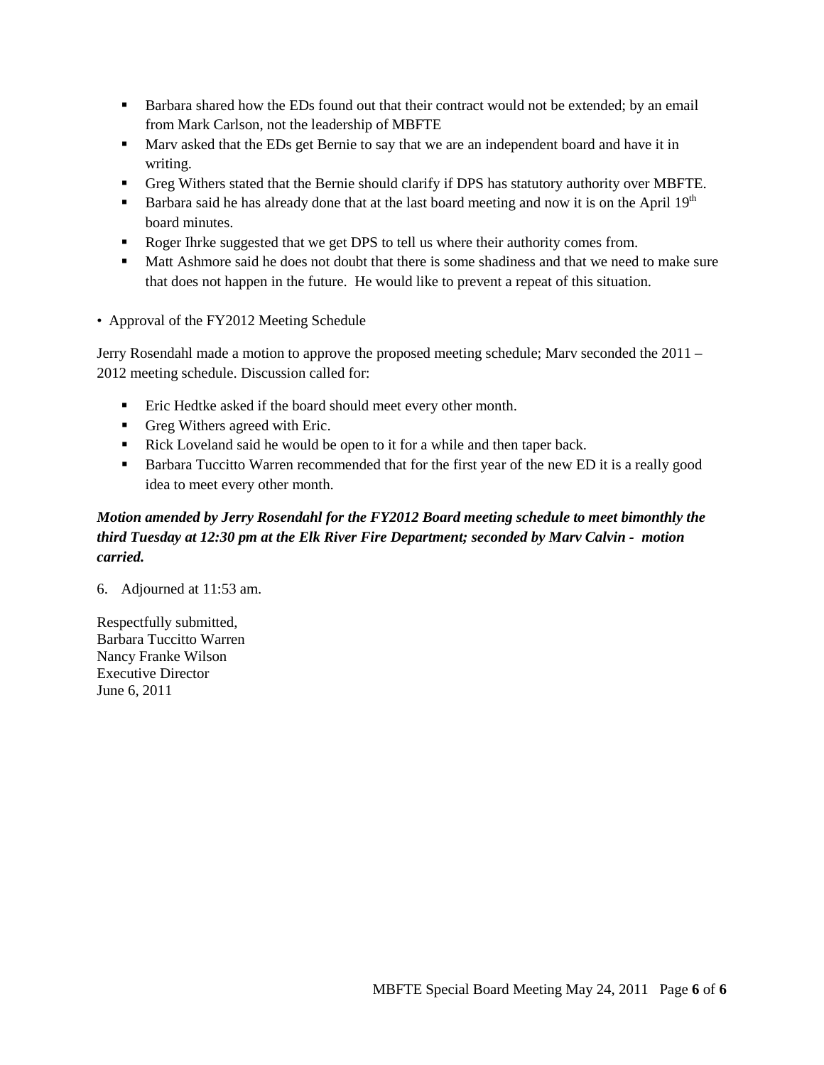- Barbara shared how the EDs found out that their contract would not be extended; by an email from Mark Carlson, not the leadership of MBFTE
- Marv asked that the EDs get Bernie to say that we are an independent board and have it in writing.
- Greg Withers stated that the Bernie should clarify if DPS has statutory authority over MBFTE.
- Barbara said he has already done that at the last board meeting and now it is on the April 19th board minutes.
- Roger Ihrke suggested that we get DPS to tell us where their authority comes from.
- Matt Ashmore said he does not doubt that there is some shadiness and that we need to make sure that does not happen in the future. He would like to prevent a repeat of this situation.

• Approval of the FY2012 Meeting Schedule

Jerry Rosendahl made a motion to approve the proposed meeting schedule; Marv seconded the 2011 – 2012 meeting schedule. Discussion called for:

- Eric Hedtke asked if the board should meet every other month.
- Greg Withers agreed with Eric.
- Rick Loveland said he would be open to it for a while and then taper back.
- Barbara Tuccitto Warren recommended that for the first year of the new ED it is a really good idea to meet every other month.

***Motion amended by Jerry Rosendahl for the FY2012 Board meeting schedule to meet bimonthly the third Tuesday at 12:30 pm at the Elk River Fire Department; seconded by Marv Calvin - motion carried.***

6. Adjourned at 11:53 am.

Respectfully submitted,
Barbara Tuccitto Warren
Nancy Franke Wilson
Executive Director
June 6, 2011